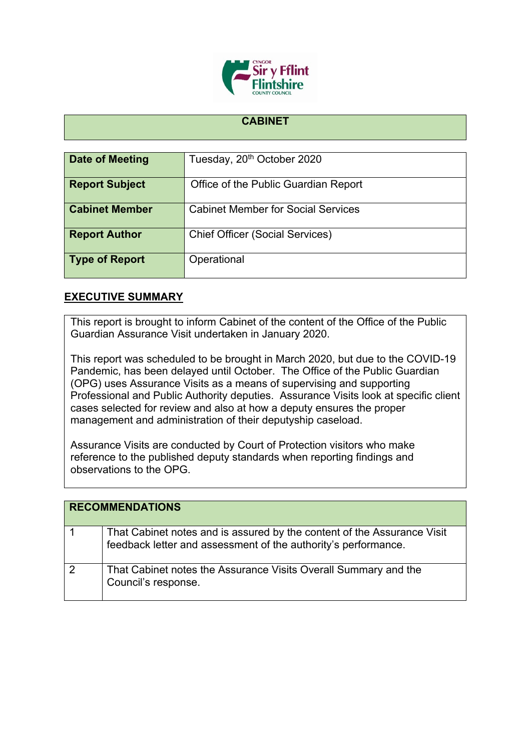# CABINET

| Date of Meeting | Tuesday, 20th October 2020 |
|---|---|
| Report Subject | Office of the Public Guardian Report |
| Cabinet Member | Cabinet Member for Social Services |
| Report Author | Chief Officer (Social Services) |
| Type of Report | Operational |

## EXECUTIVE SUMMARY

This report is brought to inform Cabinet of the content of the Office of the Public Guardian Assurance Visit undertaken in January 2020.

This report was scheduled to be brought in March 2020, but due to the COVID-19 Pandemic, has been delayed until October. The Office of the Public Guardian (OPG) uses Assurance Visits as a means of supervising and supporting Professional and Public Authority deputies. Assurance Visits look at specific client cases selected for review and also at how a deputy ensures the proper management and administration of their deputyship caseload.

Assurance Visits are conducted by Court of Protection visitors who make reference to the published deputy standards when reporting findings and observations to the OPG.

| RECOMMENDATIONS | |
|---|---|
| 1 | That Cabinet notes and is assured by the content of the Assurance Visit feedback letter and assessment of the authority's performance. |
| 2 | That Cabinet notes the Assurance Visits Overall Summary and the Council's response. |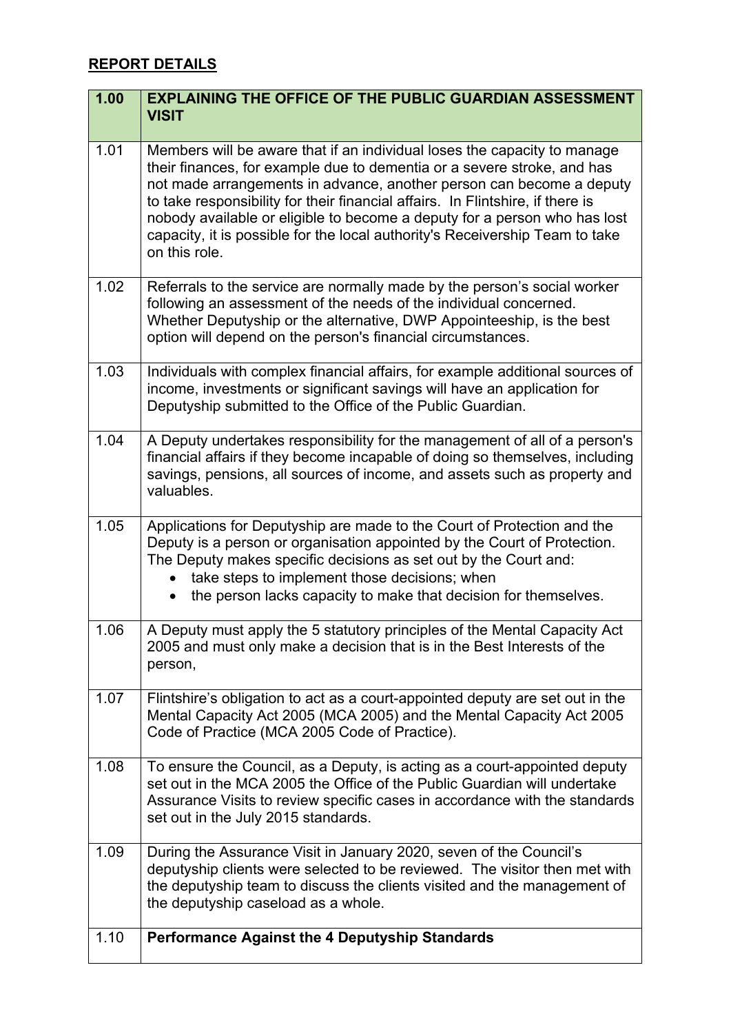## REPORT DETAILS

| 1.00 | **EXPLAINING THE OFFICE OF THE PUBLIC GUARDIAN ASSESSMENT VISIT** |
|---|---|
| 1.01 | Members will be aware that if an individual loses the capacity to manage their finances, for example due to dementia or a severe stroke, and has not made arrangements in advance, another person can become a deputy to take responsibility for their financial affairs. In Flintshire, if there is nobody available or eligible to become a deputy for a person who has lost capacity, it is possible for the local authority's Receivership Team to take on this role. |
| 1.02 | Referrals to the service are normally made by the person's social worker following an assessment of the needs of the individual concerned. Whether Deputyship or the alternative, DWP Appointeeship, is the best option will depend on the person's financial circumstances. |
| 1.03 | Individuals with complex financial affairs, for example additional sources of income, investments or significant savings will have an application for Deputyship submitted to the Office of the Public Guardian. |
| 1.04 | A Deputy undertakes responsibility for the management of all of a person's financial affairs if they become incapable of doing so themselves, including savings, pensions, all sources of income, and assets such as property and valuables. |
| 1.05 | Applications for Deputyship are made to the Court of Protection and the Deputy is a person or organisation appointed by the Court of Protection. The Deputy makes specific decisions as set out by the Court and:<br>• take steps to implement those decisions; when<br>• the person lacks capacity to make that decision for themselves. |
| 1.06 | A Deputy must apply the 5 statutory principles of the Mental Capacity Act 2005 and must only make a decision that is in the Best Interests of the person, |
| 1.07 | Flintshire's obligation to act as a court-appointed deputy are set out in the Mental Capacity Act 2005 (MCA 2005) and the Mental Capacity Act 2005 Code of Practice (MCA 2005 Code of Practice). |
| 1.08 | To ensure the Council, as a Deputy, is acting as a court-appointed deputy set out in the MCA 2005 the Office of the Public Guardian will undertake Assurance Visits to review specific cases in accordance with the standards set out in the July 2015 standards. |
| 1.09 | During the Assurance Visit in January 2020, seven of the Council's deputyship clients were selected to be reviewed. The visitor then met with the deputyship team to discuss the clients visited and the management of the deputyship caseload as a whole. |
| 1.10 | **Performance Against the 4 Deputyship Standards** |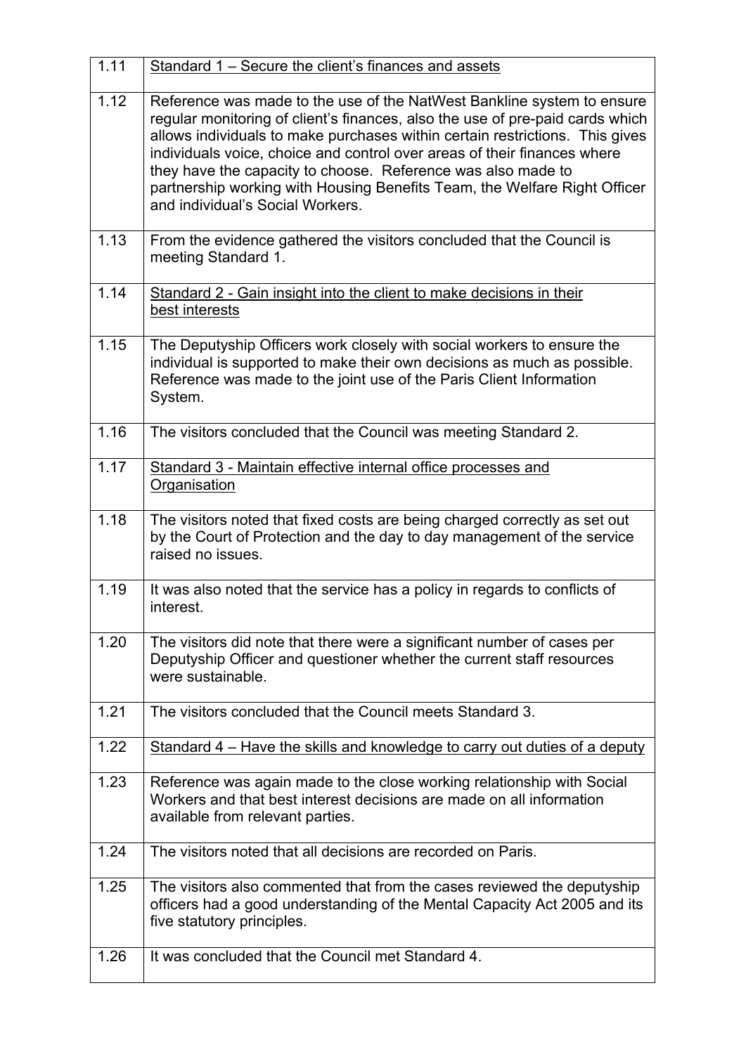| | |
|---|---|
| 1.11 | <u>Standard 1 – Secure the client's finances and assets</u> |
| 1.12 | Reference was made to the use of the NatWest Bankline system to ensure regular monitoring of client's finances, also the use of pre-paid cards which allows individuals to make purchases within certain restrictions. This gives individuals voice, choice and control over areas of their finances where they have the capacity to choose. Reference was also made to partnership working with Housing Benefits Team, the Welfare Right Officer and individual's Social Workers. |
| 1.13 | From the evidence gathered the visitors concluded that the Council is meeting Standard 1. |
| 1.14 | <u>Standard 2 - Gain insight into the client to make decisions in their best interests</u> |
| 1.15 | The Deputyship Officers work closely with social workers to ensure the individual is supported to make their own decisions as much as possible. Reference was made to the joint use of the Paris Client Information System. |
| 1.16 | The visitors concluded that the Council was meeting Standard 2. |
| 1.17 | <u>Standard 3 - Maintain effective internal office processes and Organisation</u> |
| 1.18 | The visitors noted that fixed costs are being charged correctly as set out by the Court of Protection and the day to day management of the service raised no issues. |
| 1.19 | It was also noted that the service has a policy in regards to conflicts of interest. |
| 1.20 | The visitors did note that there were a significant number of cases per Deputyship Officer and questioner whether the current staff resources were sustainable. |
| 1.21 | The visitors concluded that the Council meets Standard 3. |
| 1.22 | <u>Standard 4 – Have the skills and knowledge to carry out duties of a deputy</u> |
| 1.23 | Reference was again made to the close working relationship with Social Workers and that best interest decisions are made on all information available from relevant parties. |
| 1.24 | The visitors noted that all decisions are recorded on Paris. |
| 1.25 | The visitors also commented that from the cases reviewed the deputyship officers had a good understanding of the Mental Capacity Act 2005 and its five statutory principles. |
| 1.26 | It was concluded that the Council met Standard 4. |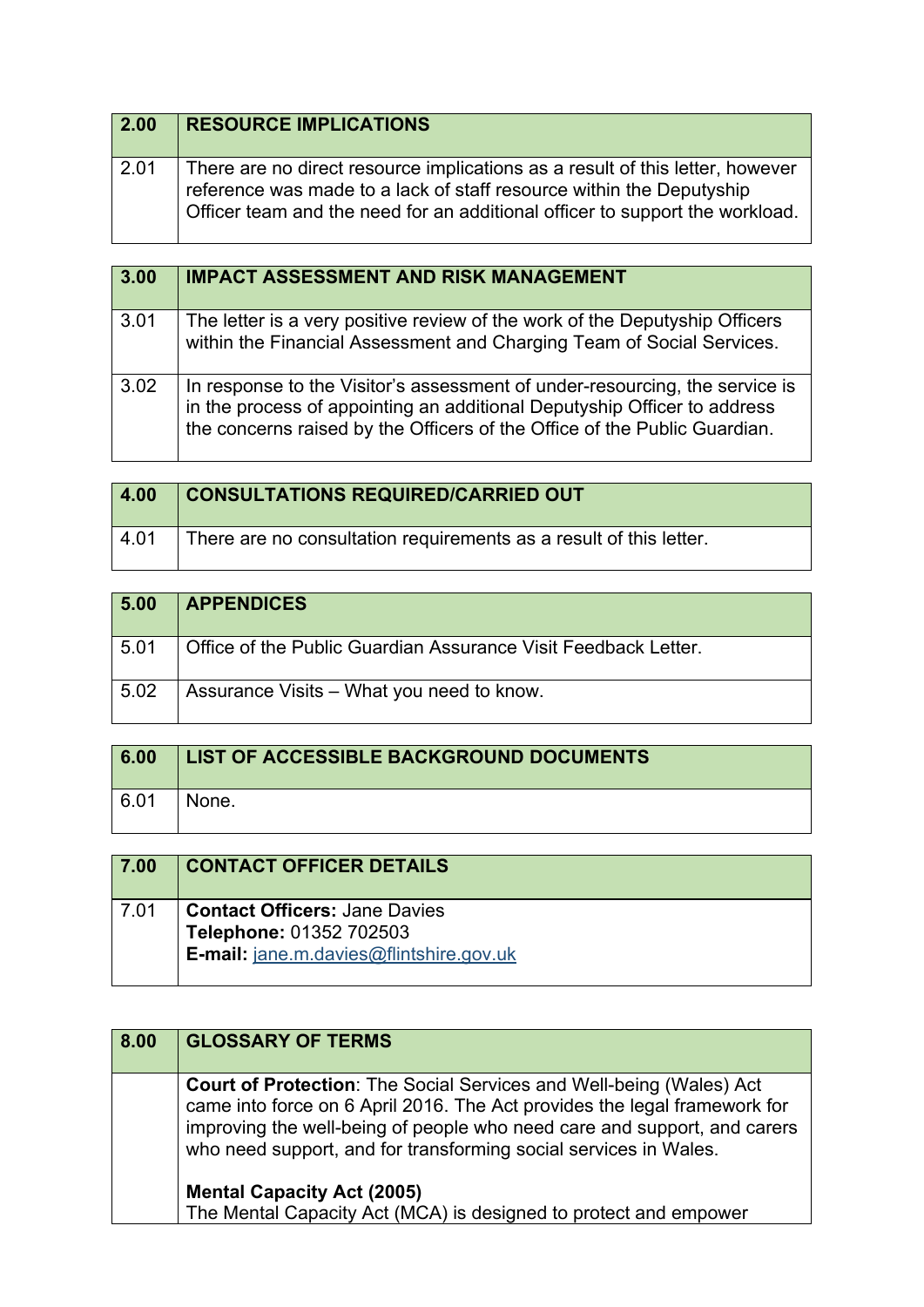| 2.00 | RESOURCE IMPLICATIONS |
|---|---|
| 2.01 | There are no direct resource implications as a result of this letter, however reference was made to a lack of staff resource within the Deputyship Officer team and the need for an additional officer to support the workload. |

| 3.00 | IMPACT ASSESSMENT AND RISK MANAGEMENT |
|---|---|
| 3.01 | The letter is a very positive review of the work of the Deputyship Officers within the Financial Assessment and Charging Team of Social Services. |
| 3.02 | In response to the Visitor's assessment of under-resourcing, the service is in the process of appointing an additional Deputyship Officer to address the concerns raised by the Officers of the Office of the Public Guardian. |

| 4.00 | CONSULTATIONS REQUIRED/CARRIED OUT |
|---|---|
| 4.01 | There are no consultation requirements as a result of this letter. |

| 5.00 | APPENDICES |
|---|---|
| 5.01 | Office of the Public Guardian Assurance Visit Feedback Letter. |
| 5.02 | Assurance Visits – What you need to know. |

| 6.00 | LIST OF ACCESSIBLE BACKGROUND DOCUMENTS |
|---|---|
| 6.01 | None. |

| 7.00 | CONTACT OFFICER DETAILS |
|---|---|
| 7.01 | **Contact Officers:** Jane Davies<br>**Telephone:** 01352 702503<br>**E-mail:** jane.m.davies@flintshire.gov.uk |

| 8.00 | GLOSSARY OF TERMS |
|---|---|
| | **Court of Protection**: The Social Services and Well-being (Wales) Act came into force on 6 April 2016. The Act provides the legal framework for improving the well-being of people who need care and support, and carers who need support, and for transforming social services in Wales.<br><br>**Mental Capacity Act (2005)**<br>The Mental Capacity Act (MCA) is designed to protect and empower |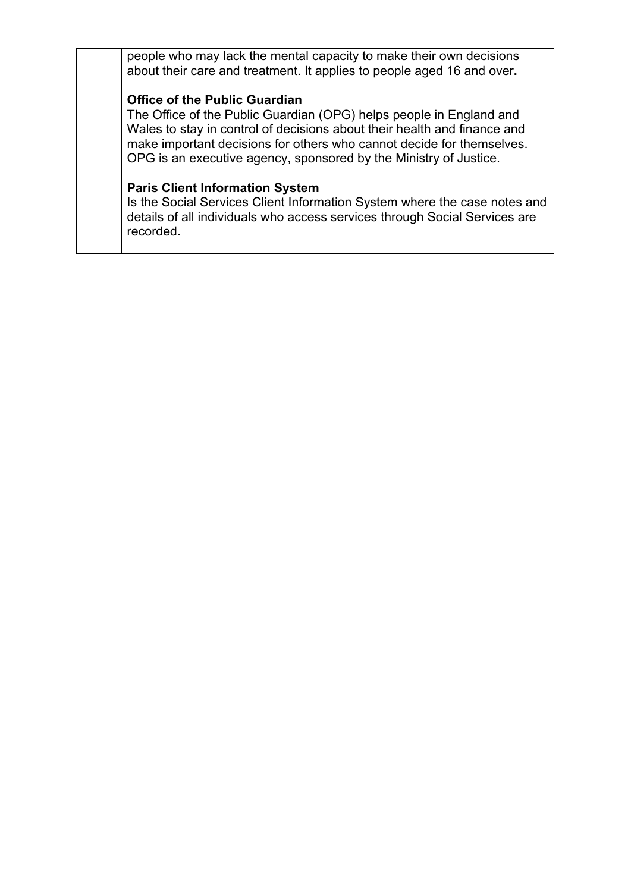| | |
|---|---|
| | people who may lack the mental capacity to make their own decisions about their care and treatment. It applies to people aged 16 and over**.**<br><br>**Office of the Public Guardian**<br>The Office of the Public Guardian (OPG) helps people in England and Wales to stay in control of decisions about their health and finance and make important decisions for others who cannot decide for themselves. OPG is an executive agency, sponsored by the Ministry of Justice.<br><br>**Paris Client Information System**<br>Is the Social Services Client Information System where the case notes and details of all individuals who access services through Social Services are recorded. |